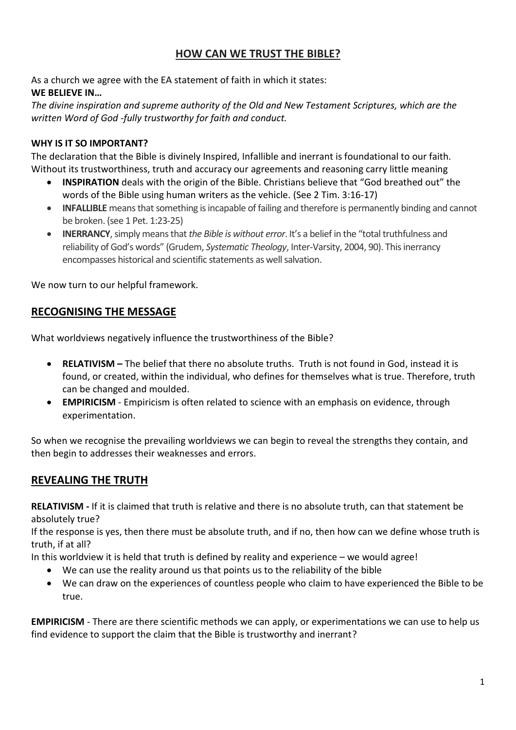# HOW CAN WE TRUST THE BIBLE?

As a church we agree with the EA statement of faith in which it states:

**WE BELIEVE IN…**

*The divine inspiration and supreme authority of the Old and New Testament Scriptures, which are the written Word of God -fully trustworthy for faith and conduct.*

**WHY IS IT SO IMPORTANT?**

The declaration that the Bible is divinely Inspired, Infallible and inerrant is foundational to our faith. Without its trustworthiness, truth and accuracy our agreements and reasoning carry little meaning

- **INSPIRATION** deals with the origin of the Bible. Christians believe that "God breathed out" the words of the Bible using human writers as the vehicle. (See 2 Tim. 3:16-17)
- **INFALLIBLE** means that something is incapable of failing and therefore is permanently binding and cannot be broken. (see 1 Pet. 1:23-25)
- **INERRANCY**, simply means that *the Bible is without error*. It's a belief in the "total truthfulness and reliability of God's words" (Grudem, *Systematic Theology*, Inter-Varsity, 2004, 90). This inerrancy encompasses historical and scientific statements as well salvation.

We now turn to our helpful framework.

## RECOGNISING THE MESSAGE

What worldviews negatively influence the trustworthiness of the Bible?

- **RELATIVISM –** The belief that there no absolute truths. Truth is not found in God, instead it is found, or created, within the individual, who defines for themselves what is true. Therefore, truth can be changed and moulded.
- **EMPIRICISM** - Empiricism is often related to science with an emphasis on evidence, through experimentation.

So when we recognise the prevailing worldviews we can begin to reveal the strengths they contain, and then begin to addresses their weaknesses and errors.

## REVEALING THE TRUTH

**RELATIVISM -** If it is claimed that truth is relative and there is no absolute truth, can that statement be absolutely true?

If the response is yes, then there must be absolute truth, and if no, then how can we define whose truth is truth, if at all?

In this worldview it is held that truth is defined by reality and experience – we would agree!

- We can use the reality around us that points us to the reliability of the bible
- We can draw on the experiences of countless people who claim to have experienced the Bible to be true.

**EMPIRICISM** - There are there scientific methods we can apply, or experimentations we can use to help us find evidence to support the claim that the Bible is trustworthy and inerrant?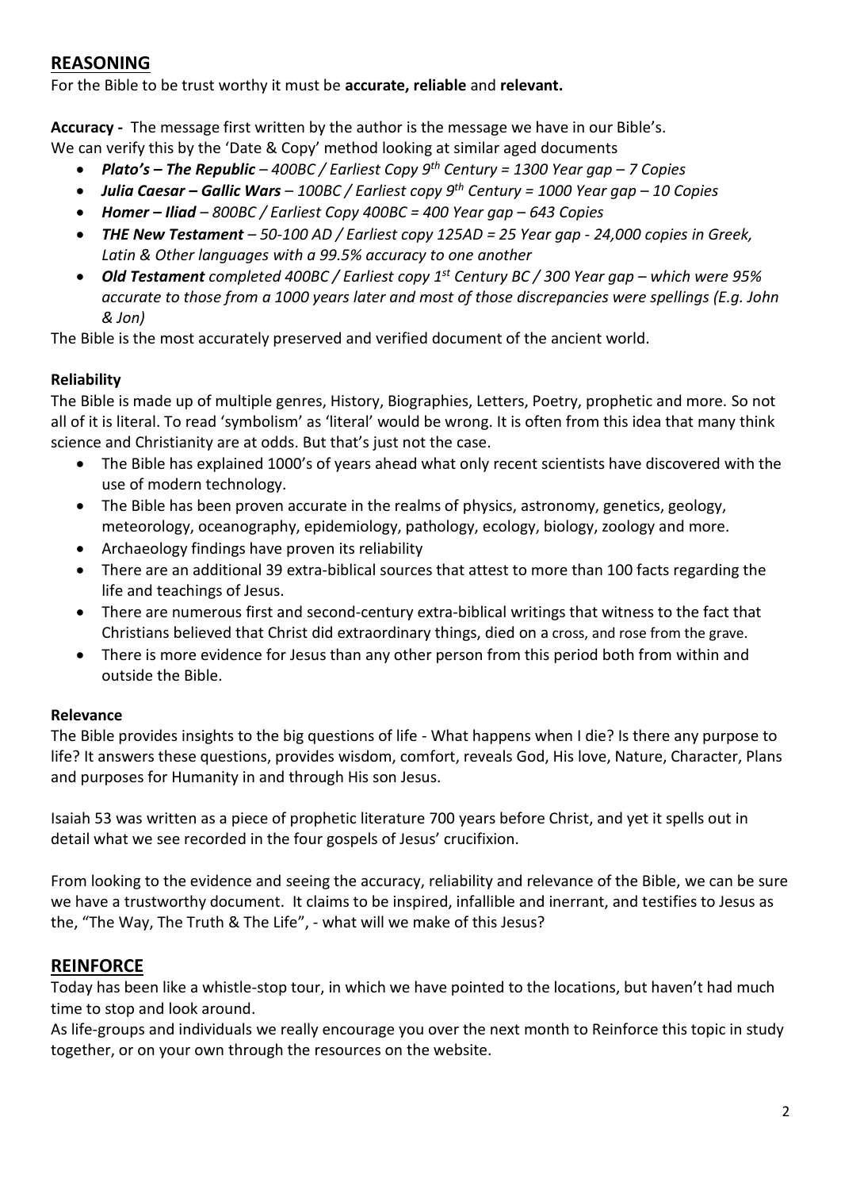## REASONING

For the Bible to be trust worthy it must be **accurate, reliable** and **relevant.**

**Accuracy -** The message first written by the author is the message we have in our Bible's.
We can verify this by the 'Date & Copy' method looking at similar aged documents

- ***Plato's – The Republic** – 400BC / Earliest Copy 9th Century = 1300 Year gap – 7 Copies*
- ***Julia Caesar – Gallic Wars** – 100BC / Earliest copy 9th Century = 1000 Year gap – 10 Copies*
- ***Homer – Iliad** – 800BC / Earliest Copy 400BC = 400 Year gap – 643 Copies*
- ***THE New Testament** – 50-100 AD / Earliest copy 125AD = 25 Year gap - 24,000 copies in Greek, Latin & Other languages with a 99.5% accuracy to one another*
- ***Old Testament** completed 400BC / Earliest copy 1st Century BC / 300 Year gap – which were 95% accurate to those from a 1000 years later and most of those discrepancies were spellings (E.g. John & Jon)*

The Bible is the most accurately preserved and verified document of the ancient world.

**Reliability**

The Bible is made up of multiple genres, History, Biographies, Letters, Poetry, prophetic and more. So not all of it is literal. To read 'symbolism' as 'literal' would be wrong. It is often from this idea that many think science and Christianity are at odds. But that's just not the case.

- The Bible has explained 1000's of years ahead what only recent scientists have discovered with the use of modern technology.
- The Bible has been proven accurate in the realms of physics, astronomy, genetics, geology, meteorology, oceanography, epidemiology, pathology, ecology, biology, zoology and more.
- Archaeology findings have proven its reliability
- There are an additional 39 extra-biblical sources that attest to more than 100 facts regarding the life and teachings of Jesus.
- There are numerous first and second-century extra-biblical writings that witness to the fact that Christians believed that Christ did extraordinary things, died on a cross, and rose from the grave.
- There is more evidence for Jesus than any other person from this period both from within and outside the Bible.

**Relevance**

The Bible provides insights to the big questions of life - What happens when I die? Is there any purpose to life? It answers these questions, provides wisdom, comfort, reveals God, His love, Nature, Character, Plans and purposes for Humanity in and through His son Jesus.

Isaiah 53 was written as a piece of prophetic literature 700 years before Christ, and yet it spells out in detail what we see recorded in the four gospels of Jesus' crucifixion.

From looking to the evidence and seeing the accuracy, reliability and relevance of the Bible, we can be sure we have a trustworthy document. It claims to be inspired, infallible and inerrant, and testifies to Jesus as the, "The Way, The Truth & The Life", - what will we make of this Jesus?

## REINFORCE

Today has been like a whistle-stop tour, in which we have pointed to the locations, but haven't had much time to stop and look around.

As life-groups and individuals we really encourage you over the next month to Reinforce this topic in study together, or on your own through the resources on the website.